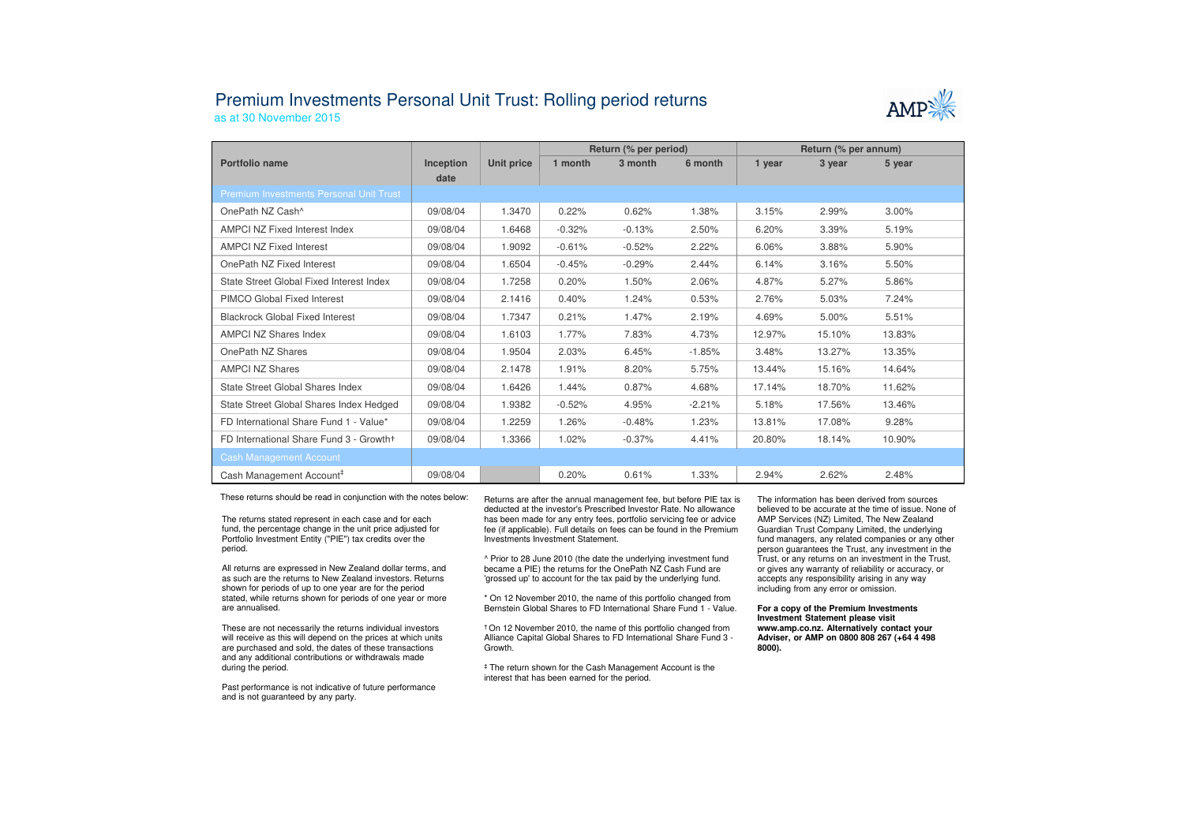# Premium Investments Personal Unit Trust: Rolling period returns

as at 30 November 2015

| Portfolio name | Inception date | Unit price | Return (% per period) | | | Return (% per annum) | | |
|---|---|---|---|---|---|---|---|---|
| | | | 1 month | 3 month | 6 month | 1 year | 3 year | 5 year |
| **Premium Investments Personal Unit Trust** | | | | | | | | |
| OnePath NZ Cash^ | 09/08/04 | 1.3470 | 0.22% | 0.62% | 1.38% | 3.15% | 2.99% | 3.00% |
| AMPCI NZ Fixed Interest Index | 09/08/04 | 1.6468 | -0.32% | -0.13% | 2.50% | 6.20% | 3.39% | 5.19% |
| AMPCI NZ Fixed Interest | 09/08/04 | 1.9092 | -0.61% | -0.52% | 2.22% | 6.06% | 3.88% | 5.90% |
| OnePath NZ Fixed Interest | 09/08/04 | 1.6504 | -0.45% | -0.29% | 2.44% | 6.14% | 3.16% | 5.50% |
| State Street Global Fixed Interest Index | 09/08/04 | 1.7258 | 0.20% | 1.50% | 2.06% | 4.87% | 5.27% | 5.86% |
| PIMCO Global Fixed Interest | 09/08/04 | 2.1416 | 0.40% | 1.24% | 0.53% | 2.76% | 5.03% | 7.24% |
| Blackrock Global Fixed Interest | 09/08/04 | 1.7347 | 0.21% | 1.47% | 2.19% | 4.69% | 5.00% | 5.51% |
| AMPCI NZ Shares Index | 09/08/04 | 1.6103 | 1.77% | 7.83% | 4.73% | 12.97% | 15.10% | 13.83% |
| OnePath NZ Shares | 09/08/04 | 1.9504 | 2.03% | 6.45% | -1.85% | 3.48% | 13.27% | 13.35% |
| AMPCI NZ Shares | 09/08/04 | 2.1478 | 1.91% | 8.20% | 5.75% | 13.44% | 15.16% | 14.64% |
| State Street Global Shares Index | 09/08/04 | 1.6426 | 1.44% | 0.87% | 4.68% | 17.14% | 18.70% | 11.62% |
| State Street Global Shares Index Hedged | 09/08/04 | 1.9382 | -0.52% | 4.95% | -2.21% | 5.18% | 17.56% | 13.46% |
| FD International Share Fund 1 - Value* | 09/08/04 | 1.2259 | 1.26% | -0.48% | 1.23% | 13.81% | 17.08% | 9.28% |
| FD International Share Fund 3 - Growth† | 09/08/04 | 1.3366 | 1.02% | -0.37% | 4.41% | 20.80% | 18.14% | 10.90% |
| **Cash Management Account** | | | | | | | | |
| Cash Management Account‡ | 09/08/04 | | 0.20% | 0.61% | 1.33% | 2.94% | 2.62% | 2.48% |

These returns should be read in conjunction with the notes below:

The returns stated represent in each case and for each fund, the percentage change in the unit price adjusted for Portfolio Investment Entity ("PIE") tax credits over the period.

All returns are expressed in New Zealand dollar terms, and as such are the returns to New Zealand investors. Returns shown for periods of up to one year are for the period stated, while returns shown for periods of one year or more are annualised.

These are not necessarily the returns individual investors will receive as this will depend on the prices at which units are purchased and sold, the dates of these transactions and any additional contributions or withdrawals made during the period.

Past performance is not indicative of future performance and is not guaranteed by any party.

Returns are after the annual management fee, but before PIE tax is deducted at the investor's Prescribed Investor Rate. No allowance has been made for any entry fees, portfolio servicing fee or advice fee (if applicable). Full details on fees can be found in the Premium Investments Investment Statement.

^ Prior to 28 June 2010 (the date the underlying investment fund became a PIE) the returns for the OnePath NZ Cash Fund are 'grossed up' to account for the tax paid by the underlying fund.

* On 12 November 2010, the name of this portfolio changed from Bernstein Global Shares to FD International Share Fund 1 - Value.

† On 12 November 2010, the name of this portfolio changed from Alliance Capital Global Shares to FD International Share Fund 3 - Growth.

‡ The return shown for the Cash Management Account is the interest that has been earned for the period.

The information has been derived from sources believed to be accurate at the time of issue. None of AMP Services (NZ) Limited, The New Zealand Guardian Trust Company Limited, the underlying fund managers, any related companies or any other person guarantees the Trust, any investment in the Trust, or any returns on an investment in the Trust, or gives any warranty of reliability or accuracy, or accepts any responsibility arising in any way including from any error or omission.

**For a copy of the Premium Investments Investment Statement please visit www.amp.co.nz. Alternatively contact your Adviser, or AMP on 0800 808 267 (+64 4 498 8000).**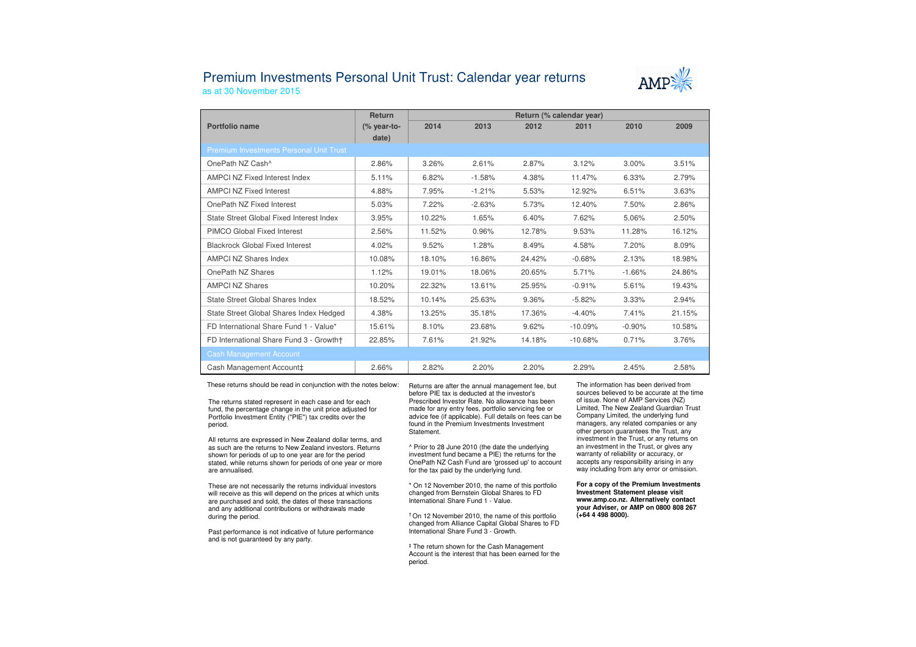# Premium Investments Personal Unit Trust: Calendar year returns

as at 30 November 2015

| Portfolio name | Return (% year-to-date) | Return (% calendar year) | | | | | |
|---|---|---|---|---|---|---|---|
| | | 2014 | 2013 | 2012 | 2011 | 2010 | 2009 |
| **Premium Investments Personal Unit Trust** | | | | | | | |
| OnePath NZ Cash^ | 2.86% | 3.26% | 2.61% | 2.87% | 3.12% | 3.00% | 3.51% |
| AMPCI NZ Fixed Interest Index | 5.11% | 6.82% | -1.58% | 4.38% | 11.47% | 6.33% | 2.79% |
| AMPCI NZ Fixed Interest | 4.88% | 7.95% | -1.21% | 5.53% | 12.92% | 6.51% | 3.63% |
| OnePath NZ Fixed Interest | 5.03% | 7.22% | -2.63% | 5.73% | 12.40% | 7.50% | 2.86% |
| State Street Global Fixed Interest Index | 3.95% | 10.22% | 1.65% | 6.40% | 7.62% | 5.06% | 2.50% |
| PIMCO Global Fixed Interest | 2.56% | 11.52% | 0.96% | 12.78% | 9.53% | 11.28% | 16.12% |
| Blackrock Global Fixed Interest | 4.02% | 9.52% | 1.28% | 8.49% | 4.58% | 7.20% | 8.09% |
| AMPCI NZ Shares Index | 10.08% | 18.10% | 16.86% | 24.42% | -0.68% | 2.13% | 18.98% |
| OnePath NZ Shares | 1.12% | 19.01% | 18.06% | 20.65% | 5.71% | -1.66% | 24.86% |
| AMPCI NZ Shares | 10.20% | 22.32% | 13.61% | 25.95% | -0.91% | 5.61% | 19.43% |
| State Street Global Shares Index | 18.52% | 10.14% | 25.63% | 9.36% | -5.82% | 3.33% | 2.94% |
| State Street Global Shares Index Hedged | 4.38% | 13.25% | 35.18% | 17.36% | -4.40% | 7.41% | 21.15% |
| FD International Share Fund 1 - Value* | 15.61% | 8.10% | 23.68% | 9.62% | -10.09% | -0.90% | 10.58% |
| FD International Share Fund 3 - Growth† | 22.85% | 7.61% | 21.92% | 14.18% | -10.68% | 0.71% | 3.76% |
| **Cash Management Account** | | | | | | | |
| Cash Management Account‡ | 2.66% | 2.82% | 2.20% | 2.20% | 2.29% | 2.45% | 2.58% |

These returns should be read in conjunction with the notes below:

The returns stated represent in each case and for each fund, the percentage change in the unit price adjusted for Portfolio Investment Entity ("PIE") tax credits over the period.

All returns are expressed in New Zealand dollar terms, and as such are the returns to New Zealand investors. Returns shown for periods of up to one year are for the period stated, while returns shown for periods of one year or more are annualised.

These are not necessarily the returns individual investors will receive as this will depend on the prices at which units are purchased and sold, the dates of these transactions and any additional contributions or withdrawals made during the period.

Past performance is not indicative of future performance and is not guaranteed by any party.

Returns are after the annual management fee, but before PIE tax is deducted at the investor's Prescribed Investor Rate. No allowance has been made for any entry fees, portfolio servicing fee or advice fee (if applicable). Full details on fees can be found in the Premium Investments Investment Statement.

^ Prior to 28 June 2010 (the date the underlying investment fund became a PIE) the returns for the OnePath NZ Cash Fund are 'grossed up' to account for the tax paid by the underlying fund.

* On 12 November 2010, the name of this portfolio changed from Bernstein Global Shares to FD International Share Fund 1 - Value.

† On 12 November 2010, the name of this portfolio changed from Alliance Capital Global Shares to FD International Share Fund 3 - Growth.

‡ The return shown for the Cash Management Account is the interest that has been earned for the period.

The information has been derived from sources believed to be accurate at the time of issue. None of AMP Services (NZ) Limited, The New Zealand Guardian Trust Company Limited, the underlying fund managers, any related companies or any other person guarantees the Trust, any investment in the Trust, or any returns on an investment in the Trust, or gives any warranty of reliability or accuracy, or accepts any responsibility arising in any way including from any error or omission.

**For a copy of the Premium Investments Investment Statement please visit www.amp.co.nz. Alternatively contact your Adviser, or AMP on 0800 808 267 (+64 4 498 8000).**